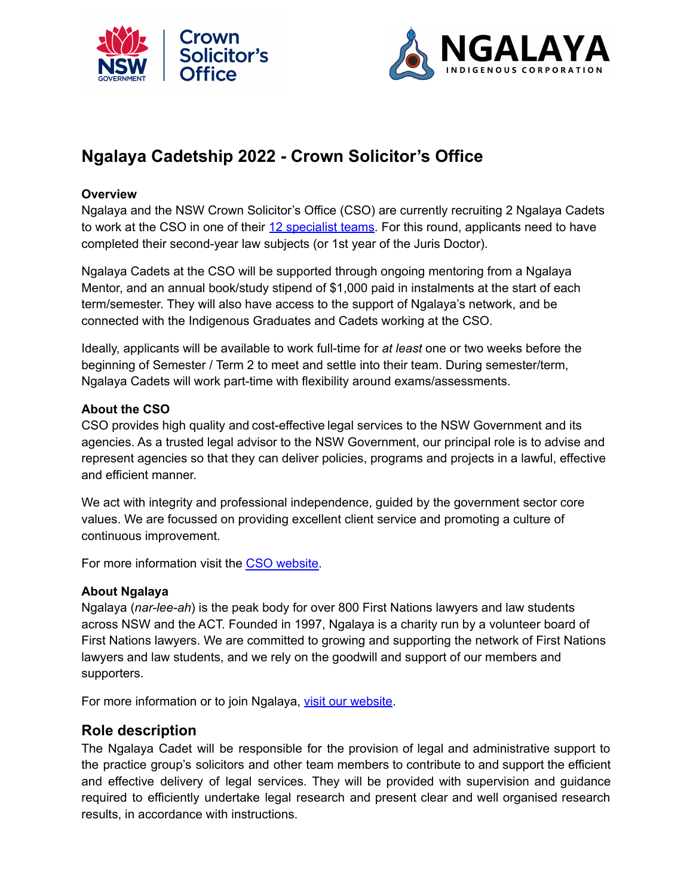# Ngalaya Cadetship 2022 - Crown Solicitor's Office

**Overview**

Ngalaya and the NSW Crown Solicitor's Office (CSO) are currently recruiting 2 Ngalaya Cadets to work at the CSO in one of their [12 specialist teams](). For this round, applicants need to have completed their second-year law subjects (or 1st year of the Juris Doctor).

Ngalaya Cadets at the CSO will be supported through ongoing mentoring from a Ngalaya Mentor, and an annual book/study stipend of $1,000 paid in instalments at the start of each term/semester. They will also have access to the support of Ngalaya's network, and be connected with the Indigenous Graduates and Cadets working at the CSO.

Ideally, applicants will be available to work full-time for *at least* one or two weeks before the beginning of Semester / Term 2 to meet and settle into their team. During semester/term, Ngalaya Cadets will work part-time with flexibility around exams/assessments.

**About the CSO**

CSO provides high quality and cost-effective legal services to the NSW Government and its agencies. As a trusted legal advisor to the NSW Government, our principal role is to advise and represent agencies so that they can deliver policies, programs and projects in a lawful, effective and efficient manner.

We act with integrity and professional independence, guided by the government sector core values. We are focussed on providing excellent client service and promoting a culture of continuous improvement.

For more information visit the [CSO website]().

**About Ngalaya**

Ngalaya (*nar-lee-ah*) is the peak body for over 800 First Nations lawyers and law students across NSW and the ACT. Founded in 1997, Ngalaya is a charity run by a volunteer board of First Nations lawyers. We are committed to growing and supporting the network of First Nations lawyers and law students, and we rely on the goodwill and support of our members and supporters.

For more information or to join Ngalaya, [visit our website]().

## Role description

The Ngalaya Cadet will be responsible for the provision of legal and administrative support to the practice group's solicitors and other team members to contribute to and support the efficient and effective delivery of legal services. They will be provided with supervision and guidance required to efficiently undertake legal research and present clear and well organised research results, in accordance with instructions.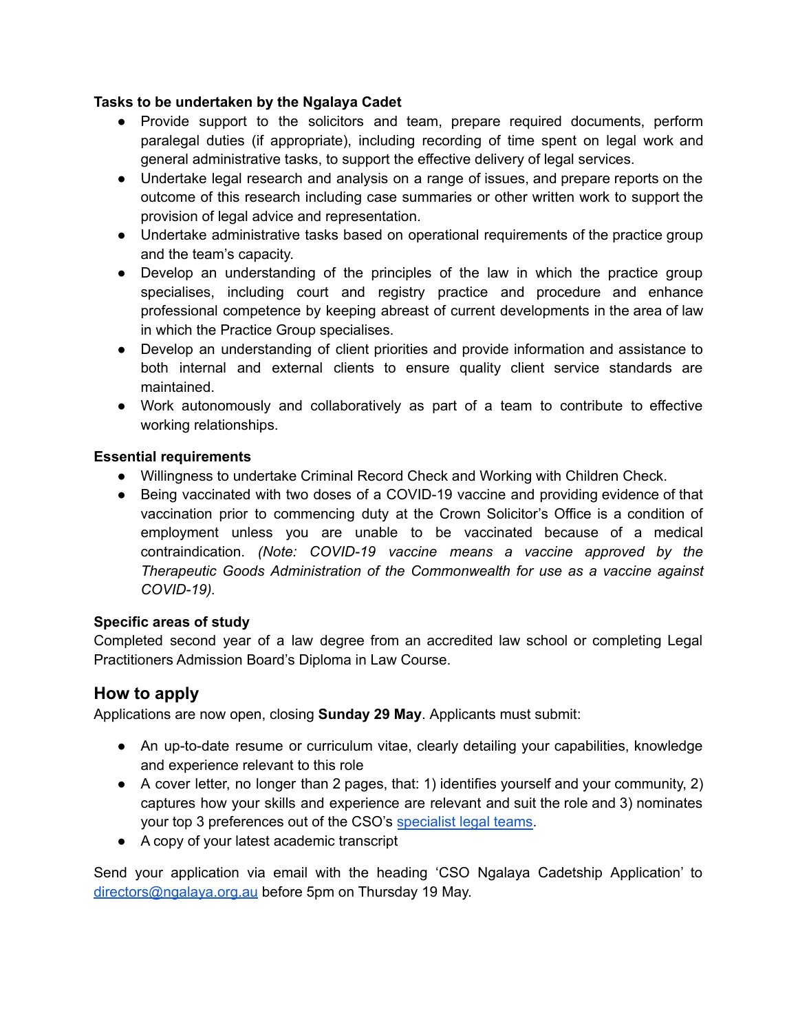**Tasks to be undertaken by the Ngalaya Cadet**

- Provide support to the solicitors and team, prepare required documents, perform paralegal duties (if appropriate), including recording of time spent on legal work and general administrative tasks, to support the effective delivery of legal services.
- Undertake legal research and analysis on a range of issues, and prepare reports on the outcome of this research including case summaries or other written work to support the provision of legal advice and representation.
- Undertake administrative tasks based on operational requirements of the practice group and the team's capacity.
- Develop an understanding of the principles of the law in which the practice group specialises, including court and registry practice and procedure and enhance professional competence by keeping abreast of current developments in the area of law in which the Practice Group specialises.
- Develop an understanding of client priorities and provide information and assistance to both internal and external clients to ensure quality client service standards are maintained.
- Work autonomously and collaboratively as part of a team to contribute to effective working relationships.

**Essential requirements**

- Willingness to undertake Criminal Record Check and Working with Children Check.
- Being vaccinated with two doses of a COVID-19 vaccine and providing evidence of that vaccination prior to commencing duty at the Crown Solicitor's Office is a condition of employment unless you are unable to be vaccinated because of a medical contraindication. *(Note: COVID-19 vaccine means a vaccine approved by the Therapeutic Goods Administration of the Commonwealth for use as a vaccine against COVID-19).*

**Specific areas of study**

Completed second year of a law degree from an accredited law school or completing Legal Practitioners Admission Board's Diploma in Law Course.

## How to apply

Applications are now open, closing **Sunday 29 May**. Applicants must submit:

- An up-to-date resume or curriculum vitae, clearly detailing your capabilities, knowledge and experience relevant to this role
- A cover letter, no longer than 2 pages, that: 1) identifies yourself and your community, 2) captures how your skills and experience are relevant and suit the role and 3) nominates your top 3 preferences out of the CSO's specialist legal teams.
- A copy of your latest academic transcript

Send your application via email with the heading 'CSO Ngalaya Cadetship Application' to directors@ngalaya.org.au before 5pm on Thursday 19 May.